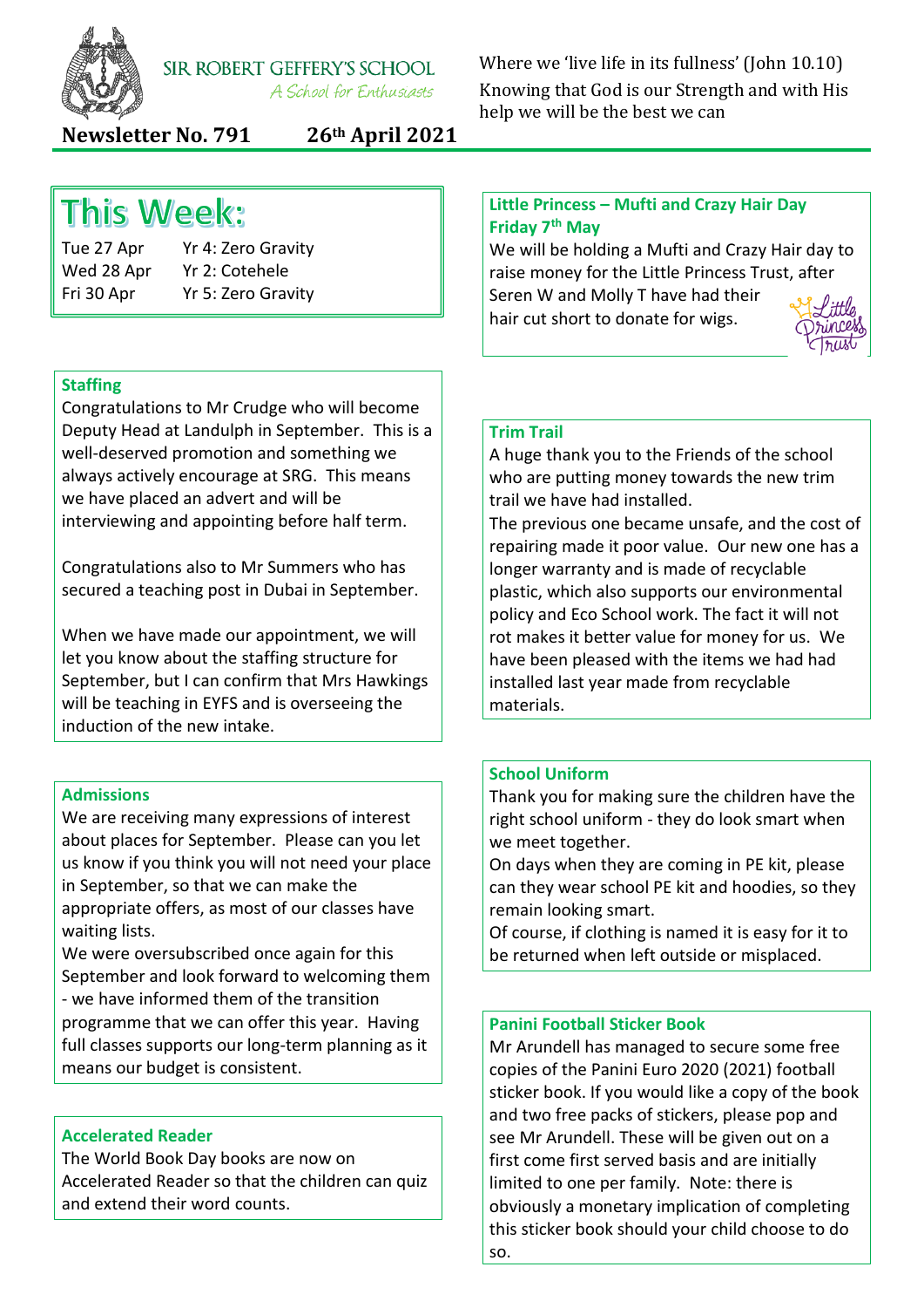SIR ROBERT GEFFERY'S SCHOOL

*A School for Enthusiasts*

Where we 'live life in its fullness' (John 10.10)
Knowing that God is our Strength and with His help we will be the best we can

**Newsletter No. 791 26th April 2021**

## This Week:

| | |
|---|---|
| Tue 27 Apr | Yr 4: Zero Gravity |
| Wed 28 Apr | Yr 2: Cotehele |
| Fri 30 Apr | Yr 5: Zero Gravity |

### Staffing

Congratulations to Mr Crudge who will become Deputy Head at Landulph in September. This is a well-deserved promotion and something we always actively encourage at SRG. This means we have placed an advert and will be interviewing and appointing before half term.

Congratulations also to Mr Summers who has secured a teaching post in Dubai in September.

When we have made our appointment, we will let you know about the staffing structure for September, but I can confirm that Mrs Hawkings will be teaching in EYFS and is overseeing the induction of the new intake.

### Admissions

We are receiving many expressions of interest about places for September. Please can you let us know if you think you will not need your place in September, so that we can make the appropriate offers, as most of our classes have waiting lists.

We were oversubscribed once again for this September and look forward to welcoming them - we have informed them of the transition programme that we can offer this year. Having full classes supports our long-term planning as it means our budget is consistent.

### Accelerated Reader

The World Book Day books are now on Accelerated Reader so that the children can quiz and extend their word counts.

### Little Princess – Mufti and Crazy Hair Day Friday 7th May

We will be holding a Mufti and Crazy Hair day to raise money for the Little Princess Trust, after Seren W and Molly T have had their hair cut short to donate for wigs.

### Trim Trail

A huge thank you to the Friends of the school who are putting money towards the new trim trail we have had installed.

The previous one became unsafe, and the cost of repairing made it poor value. Our new one has a longer warranty and is made of recyclable plastic, which also supports our environmental policy and Eco School work. The fact it will not rot makes it better value for money for us. We have been pleased with the items we had had installed last year made from recyclable materials.

### School Uniform

Thank you for making sure the children have the right school uniform - they do look smart when we meet together.

On days when they are coming in PE kit, please can they wear school PE kit and hoodies, so they remain looking smart.

Of course, if clothing is named it is easy for it to be returned when left outside or misplaced.

### Panini Football Sticker Book

Mr Arundell has managed to secure some free copies of the Panini Euro 2020 (2021) football sticker book. If you would like a copy of the book and two free packs of stickers, please pop and see Mr Arundell. These will be given out on a first come first served basis and are initially limited to one per family. Note: there is obviously a monetary implication of completing this sticker book should your child choose to do so.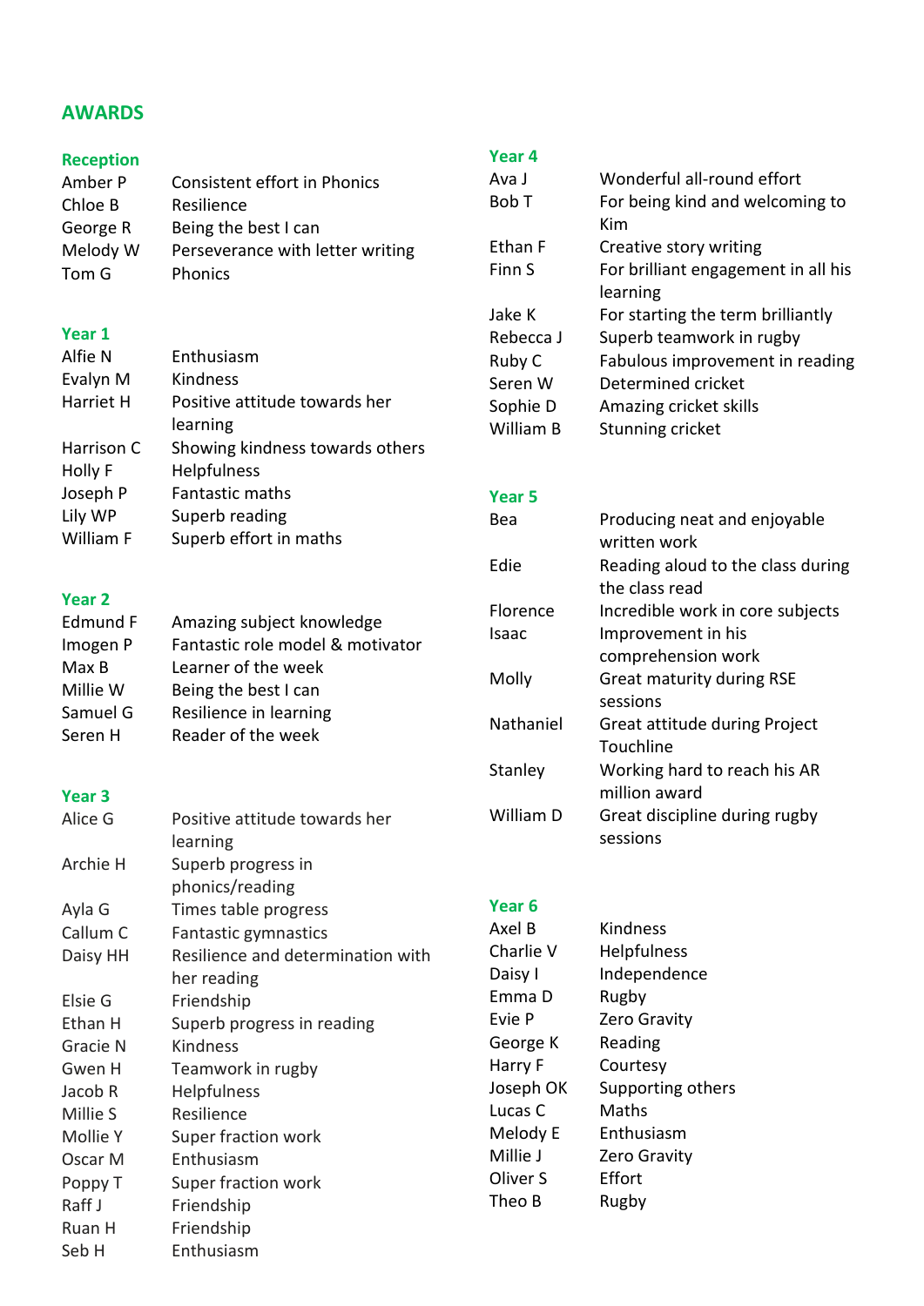# AWARDS

## Reception

| | |
|---|---|
| Amber P | Consistent effort in Phonics |
| Chloe B | Resilience |
| George R | Being the best I can |
| Melody W | Perseverance with letter writing |
| Tom G | Phonics |

## Year 1

| | |
|---|---|
| Alfie N | Enthusiasm |
| Evalyn M | Kindness |
| Harriet H | Positive attitude towards her learning |
| Harrison C | Showing kindness towards others |
| Holly F | Helpfulness |
| Joseph P | Fantastic maths |
| Lily WP | Superb reading |
| William F | Superb effort in maths |

## Year 2

| | |
|---|---|
| Edmund F | Amazing subject knowledge |
| Imogen P | Fantastic role model & motivator |
| Max B | Learner of the week |
| Millie W | Being the best I can |
| Samuel G | Resilience in learning |
| Seren H | Reader of the week |

## Year 3

| | |
|---|---|
| Alice G | Positive attitude towards her learning |
| Archie H | Superb progress in phonics/reading |
| Ayla G | Times table progress |
| Callum C | Fantastic gymnastics |
| Daisy HH | Resilience and determination with her reading |
| Elsie G | Friendship |
| Ethan H | Superb progress in reading |
| Gracie N | Kindness |
| Gwen H | Teamwork in rugby |
| Jacob R | Helpfulness |
| Millie S | Resilience |
| Mollie Y | Super fraction work |
| Oscar M | Enthusiasm |
| Poppy T | Super fraction work |
| Raff J | Friendship |
| Ruan H | Friendship |
| Seb H | Enthusiasm |

## Year 4

| | |
|---|---|
| Ava J | Wonderful all-round effort |
| Bob T | For being kind and welcoming to Kim |
| Ethan F | Creative story writing |
| Finn S | For brilliant engagement in all his learning |
| Jake K | For starting the term brilliantly |
| Rebecca J | Superb teamwork in rugby |
| Ruby C | Fabulous improvement in reading |
| Seren W | Determined cricket |
| Sophie D | Amazing cricket skills |
| William B | Stunning cricket |

## Year 5

| | |
|---|---|
| Bea | Producing neat and enjoyable written work |
| Edie | Reading aloud to the class during the class read |
| Florence | Incredible work in core subjects |
| Isaac | Improvement in his comprehension work |
| Molly | Great maturity during RSE sessions |
| Nathaniel | Great attitude during Project Touchline |
| Stanley | Working hard to reach his AR million award |
| William D | Great discipline during rugby sessions |

## Year 6

| | |
|---|---|
| Axel B | Kindness |
| Charlie V | Helpfulness |
| Daisy I | Independence |
| Emma D | Rugby |
| Evie P | Zero Gravity |
| George K | Reading |
| Harry F | Courtesy |
| Joseph OK | Supporting others |
| Lucas C | Maths |
| Melody E | Enthusiasm |
| Millie J | Zero Gravity |
| Oliver S | Effort |
| Theo B | Rugby |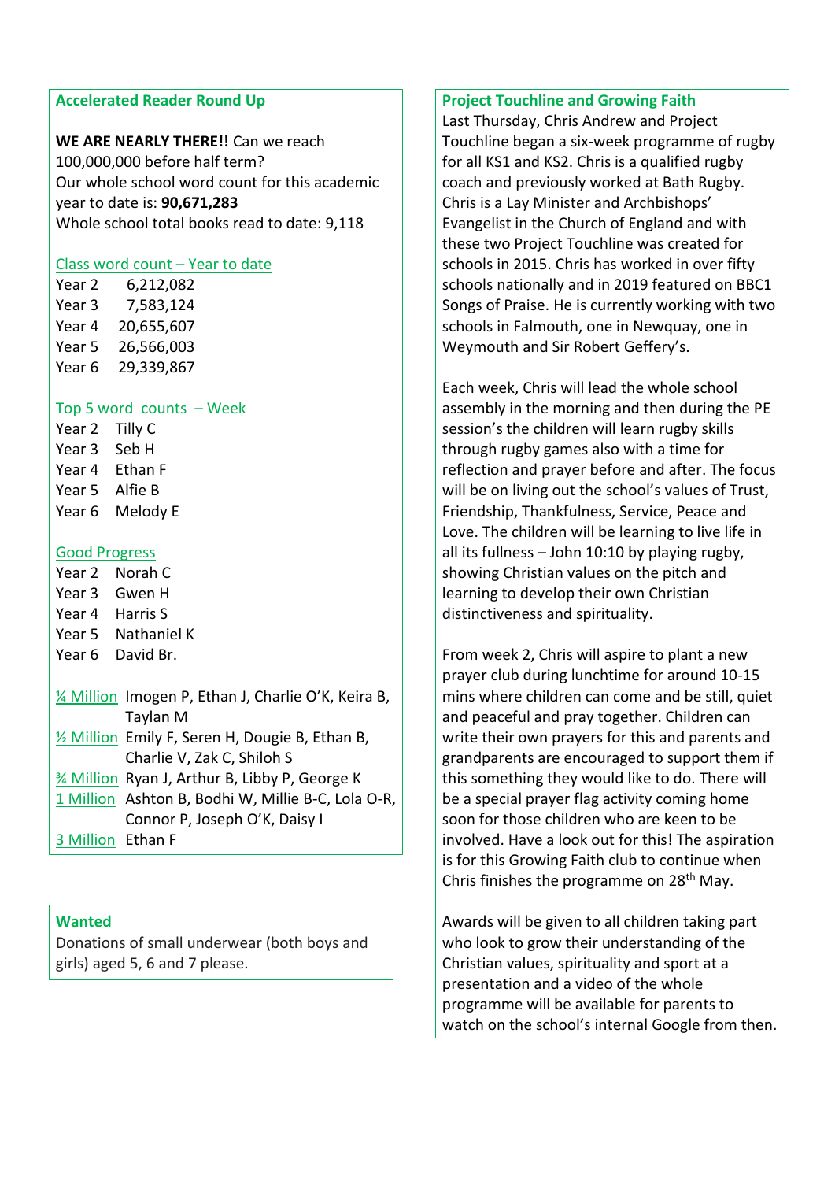## Accelerated Reader Round Up

**WE ARE NEARLY THERE!!** Can we reach 100,000,000 before half term?
Our whole school word count for this academic year to date is: **90,671,283**
Whole school total books read to date: 9,118

### Class word count – Year to date

| | |
|---|---|
| Year 2 | 6,212,082 |
| Year 3 | 7,583,124 |
| Year 4 | 20,655,607 |
| Year 5 | 26,566,003 |
| Year 6 | 29,339,867 |

### Top 5 word counts – Week

| | |
|---|---|
| Year 2 | Tilly C |
| Year 3 | Seb H |
| Year 4 | Ethan F |
| Year 5 | Alfie B |
| Year 6 | Melody E |

### Good Progress

| | |
|---|---|
| Year 2 | Norah C |
| Year 3 | Gwen H |
| Year 4 | Harris S |
| Year 5 | Nathaniel K |
| Year 6 | David Br. |

| | |
|---|---|
| ¼ Million | Imogen P, Ethan J, Charlie O'K, Keira B, Taylan M |
| ½ Million | Emily F, Seren H, Dougie B, Ethan B, Charlie V, Zak C, Shiloh S |
| ¾ Million | Ryan J, Arthur B, Libby P, George K |
| 1 Million | Ashton B, Bodhi W, Millie B-C, Lola O-R, Connor P, Joseph O'K, Daisy I |
| 3 Million | Ethan F |

## Wanted

Donations of small underwear (both boys and girls) aged 5, 6 and 7 please.

## Project Touchline and Growing Faith

Last Thursday, Chris Andrew and Project Touchline began a six-week programme of rugby for all KS1 and KS2. Chris is a qualified rugby coach and previously worked at Bath Rugby. Chris is a Lay Minister and Archbishops' Evangelist in the Church of England and with these two Project Touchline was created for schools in 2015. Chris has worked in over fifty schools nationally and in 2019 featured on BBC1 Songs of Praise. He is currently working with two schools in Falmouth, one in Newquay, one in Weymouth and Sir Robert Geffery's.

Each week, Chris will lead the whole school assembly in the morning and then during the PE session's the children will learn rugby skills through rugby games also with a time for reflection and prayer before and after. The focus will be on living out the school's values of Trust, Friendship, Thankfulness, Service, Peace and Love. The children will be learning to live life in all its fullness – John 10:10 by playing rugby, showing Christian values on the pitch and learning to develop their own Christian distinctiveness and spirituality.

From week 2, Chris will aspire to plant a new prayer club during lunchtime for around 10-15 mins where children can come and be still, quiet and peaceful and pray together. Children can write their own prayers for this and parents and grandparents are encouraged to support them if this something they would like to do. There will be a special prayer flag activity coming home soon for those children who are keen to be involved. Have a look out for this! The aspiration is for this Growing Faith club to continue when Chris finishes the programme on 28th May.

Awards will be given to all children taking part who look to grow their understanding of the Christian values, spirituality and sport at a presentation and a video of the whole programme will be available for parents to watch on the school's internal Google from then.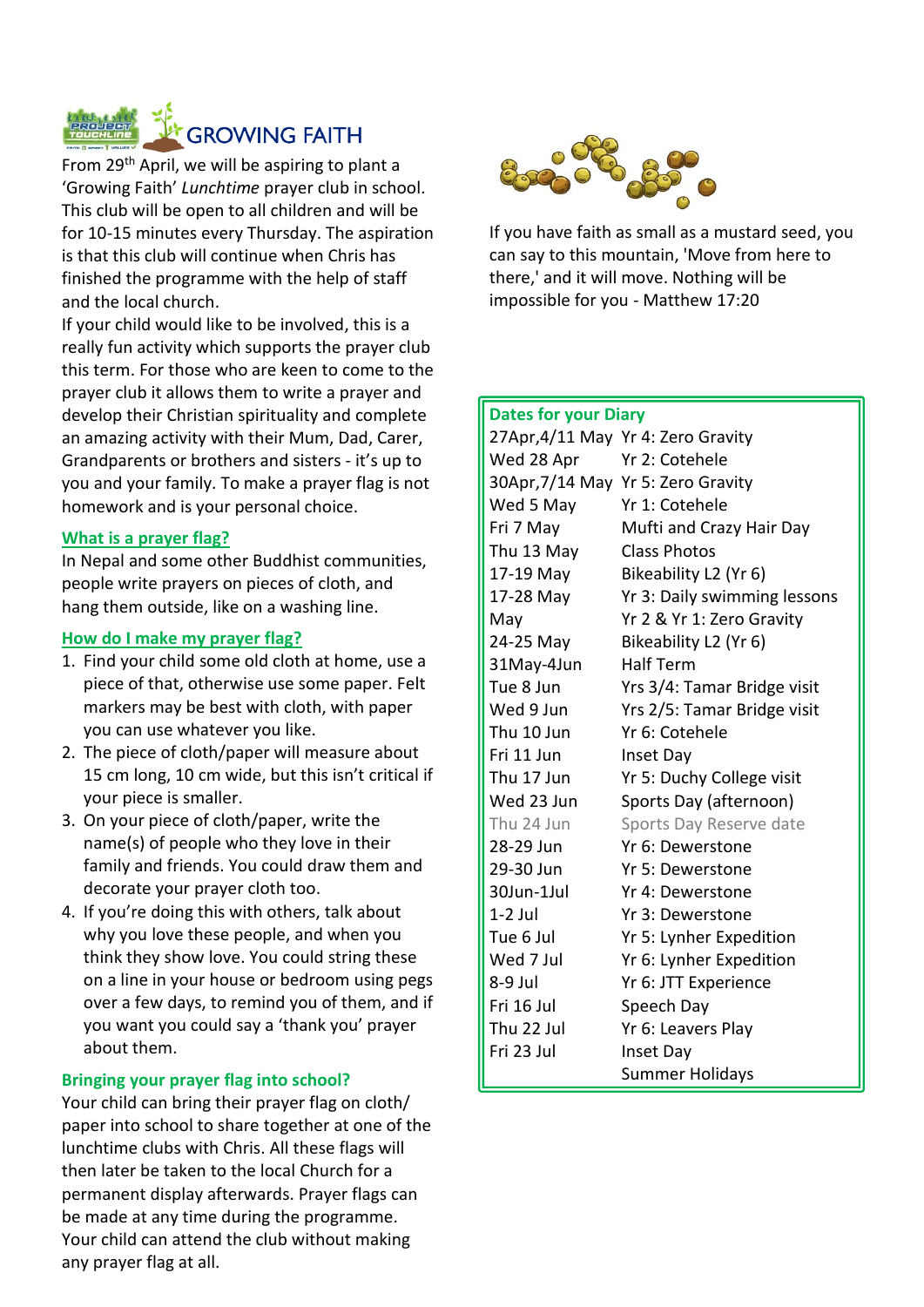## GROWING FAITH

From 29th April, we will be aspiring to plant a 'Growing Faith' *Lunchtime* prayer club in school. This club will be open to all children and will be for 10-15 minutes every Thursday. The aspiration is that this club will continue when Chris has finished the programme with the help of staff and the local church.

If your child would like to be involved, this is a really fun activity which supports the prayer club this term. For those who are keen to come to the prayer club it allows them to write a prayer and develop their Christian spirituality and complete an amazing activity with their Mum, Dad, Carer, Grandparents or brothers and sisters - it's up to you and your family. To make a prayer flag is not homework and is your personal choice.

### What is a prayer flag?

In Nepal and some other Buddhist communities, people write prayers on pieces of cloth, and hang them outside, like on a washing line.

### How do I make my prayer flag?

1. Find your child some old cloth at home, use a piece of that, otherwise use some paper. Felt markers may be best with cloth, with paper you can use whatever you like.
2. The piece of cloth/paper will measure about 15 cm long, 10 cm wide, but this isn't critical if your piece is smaller.
3. On your piece of cloth/paper, write the name(s) of people who they love in their family and friends. You could draw them and decorate your prayer cloth too.
4. If you're doing this with others, talk about why you love these people, and when you think they show love. You could string these on a line in your house or bedroom using pegs over a few days, to remind you of them, and if you want you could say a 'thank you' prayer about them.

### Bringing your prayer flag into school?

Your child can bring their prayer flag on cloth/ paper into school to share together at one of the lunchtime clubs with Chris. All these flags will then later be taken to the local Church for a permanent display afterwards. Prayer flags can be made at any time during the programme. Your child can attend the club without making any prayer flag at all.

If you have faith as small as a mustard seed, you can say to this mountain, 'Move from here to there,' and it will move. Nothing will be impossible for you - Matthew 17:20

### Dates for your Diary

| | |
|---|---|
| 27Apr,4/11 May | Yr 4: Zero Gravity |
| Wed 28 Apr | Yr 2: Cotehele |
| 30Apr,7/14 May | Yr 5: Zero Gravity |
| Wed 5 May | Yr 1: Cotehele |
| Fri 7 May | Mufti and Crazy Hair Day |
| Thu 13 May | Class Photos |
| 17-19 May | Bikeability L2 (Yr 6) |
| 17-28 May | Yr 3: Daily swimming lessons |
| May | Yr 2 & Yr 1: Zero Gravity |
| 24-25 May | Bikeability L2 (Yr 6) |
| 31May-4Jun | Half Term |
| Tue 8 Jun | Yrs 3/4: Tamar Bridge visit |
| Wed 9 Jun | Yrs 2/5: Tamar Bridge visit |
| Thu 10 Jun | Yr 6: Cotehele |
| Fri 11 Jun | Inset Day |
| Thu 17 Jun | Yr 5: Duchy College visit |
| Wed 23 Jun | Sports Day (afternoon) |
| Thu 24 Jun | Sports Day Reserve date |
| 28-29 Jun | Yr 6: Dewerstone |
| 29-30 Jun | Yr 5: Dewerstone |
| 30Jun-1Jul | Yr 4: Dewerstone |
| 1-2 Jul | Yr 3: Dewerstone |
| Tue 6 Jul | Yr 5: Lynher Expedition |
| Wed 7 Jul | Yr 6: Lynher Expedition |
| 8-9 Jul | Yr 6: JTT Experience |
| Fri 16 Jul | Speech Day |
| Thu 22 Jul | Yr 6: Leavers Play |
| Fri 23 Jul | Inset Day |
| | Summer Holidays |